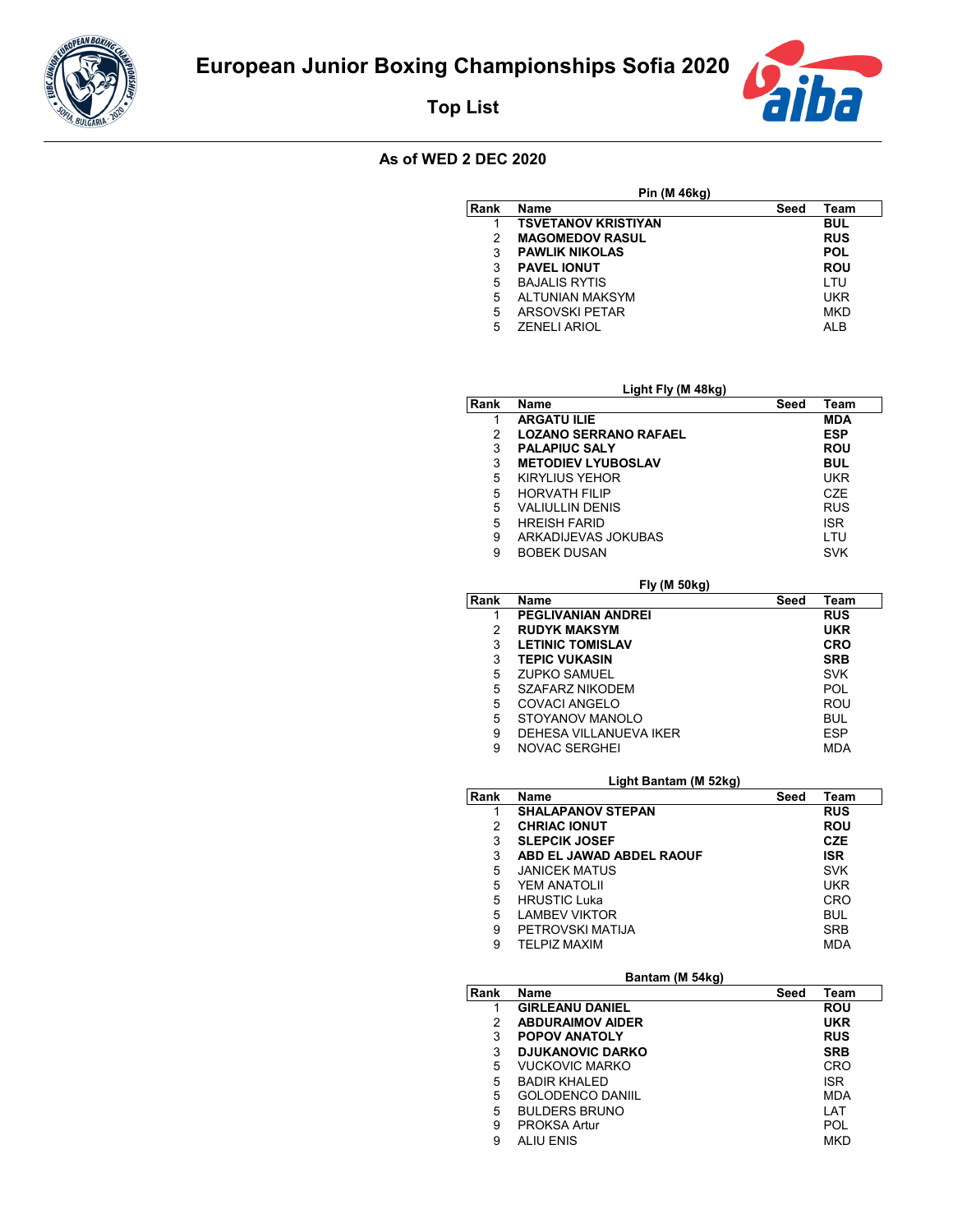# European Junior Boxing Championships Sofia 2020

## Top List

### As of WED 2 DEC 2020

**Pin (M 46kg)**

| Rank | Name | Seed | Team |
|---|---|---|---|
| 1 | **TSVETANOV KRISTIYAN** | | **BUL** |
| 2 | **MAGOMEDOV RASUL** | | **RUS** |
| 3 | **PAWLIK NIKOLAS** | | **POL** |
| 3 | **PAVEL IONUT** | | **ROU** |
| 5 | BAJALIS RYTIS | | LTU |
| 5 | ALTUNIAN MAKSYM | | UKR |
| 5 | ARSOVSKI PETAR | | MKD |
| 5 | ZENELI ARIOL | | ALB |

**Light Fly (M 48kg)**

| Rank | Name | Seed | Team |
|---|---|---|---|
| 1 | **ARGATU ILIE** | | **MDA** |
| 2 | **LOZANO SERRANO RAFAEL** | | **ESP** |
| 3 | **PALAPIUC SALY** | | **ROU** |
| 3 | **METODIEV LYUBOSLAV** | | **BUL** |
| 5 | KIRYLIUS YEHOR | | UKR |
| 5 | HORVATH FILIP | | CZE |
| 5 | VALIULLIN DENIS | | RUS |
| 5 | HREISH FARID | | ISR |
| 9 | ARKADIJEVAS JOKUBAS | | LTU |
| 9 | BOBEK DUSAN | | SVK |

**Fly (M 50kg)**

| Rank | Name | Seed | Team |
|---|---|---|---|
| 1 | **PEGLIVANIAN ANDREI** | | **RUS** |
| 2 | **RUDYK MAKSYM** | | **UKR** |
| 3 | **LETINIC TOMISLAV** | | **CRO** |
| 3 | **TEPIC VUKASIN** | | **SRB** |
| 5 | ZUPKO SAMUEL | | SVK |
| 5 | SZAFARZ NIKODEM | | POL |
| 5 | COVACI ANGELO | | ROU |
| 5 | STOYANOV MANOLO | | BUL |
| 9 | DEHESA VILLANUEVA IKER | | ESP |
| 9 | NOVAC SERGHEI | | MDA |

**Light Bantam (M 52kg)**

| Rank | Name | Seed | Team |
|---|---|---|---|
| 1 | **SHALAPANOV STEPAN** | | **RUS** |
| 2 | **CHRIAC IONUT** | | **ROU** |
| 3 | **SLEPCIK JOSEF** | | **CZE** |
| 3 | **ABD EL JAWAD ABDEL RAOUF** | | **ISR** |
| 5 | JANICEK MATUS | | SVK |
| 5 | YEM ANATOLII | | UKR |
| 5 | HRUSTIC Luka | | CRO |
| 5 | LAMBEV VIKTOR | | BUL |
| 9 | PETROVSKI MATIJA | | SRB |
| 9 | TELPIZ MAXIM | | MDA |

**Bantam (M 54kg)**

| Rank | Name | Seed | Team |
|---|---|---|---|
| 1 | **GIRLEANU DANIEL** | | **ROU** |
| 2 | **ABDURAIMOV AIDER** | | **UKR** |
| 3 | **POPOV ANATOLY** | | **RUS** |
| 3 | **DJUKANOVIC DARKO** | | **SRB** |
| 5 | VUCKOVIC MARKO | | CRO |
| 5 | BADIR KHALED | | ISR |
| 5 | GOLODENCO DANIIL | | MDA |
| 5 | BULDERS BRUNO | | LAT |
| 9 | PROKSA Artur | | POL |
| 9 | ALIU ENIS | | MKD |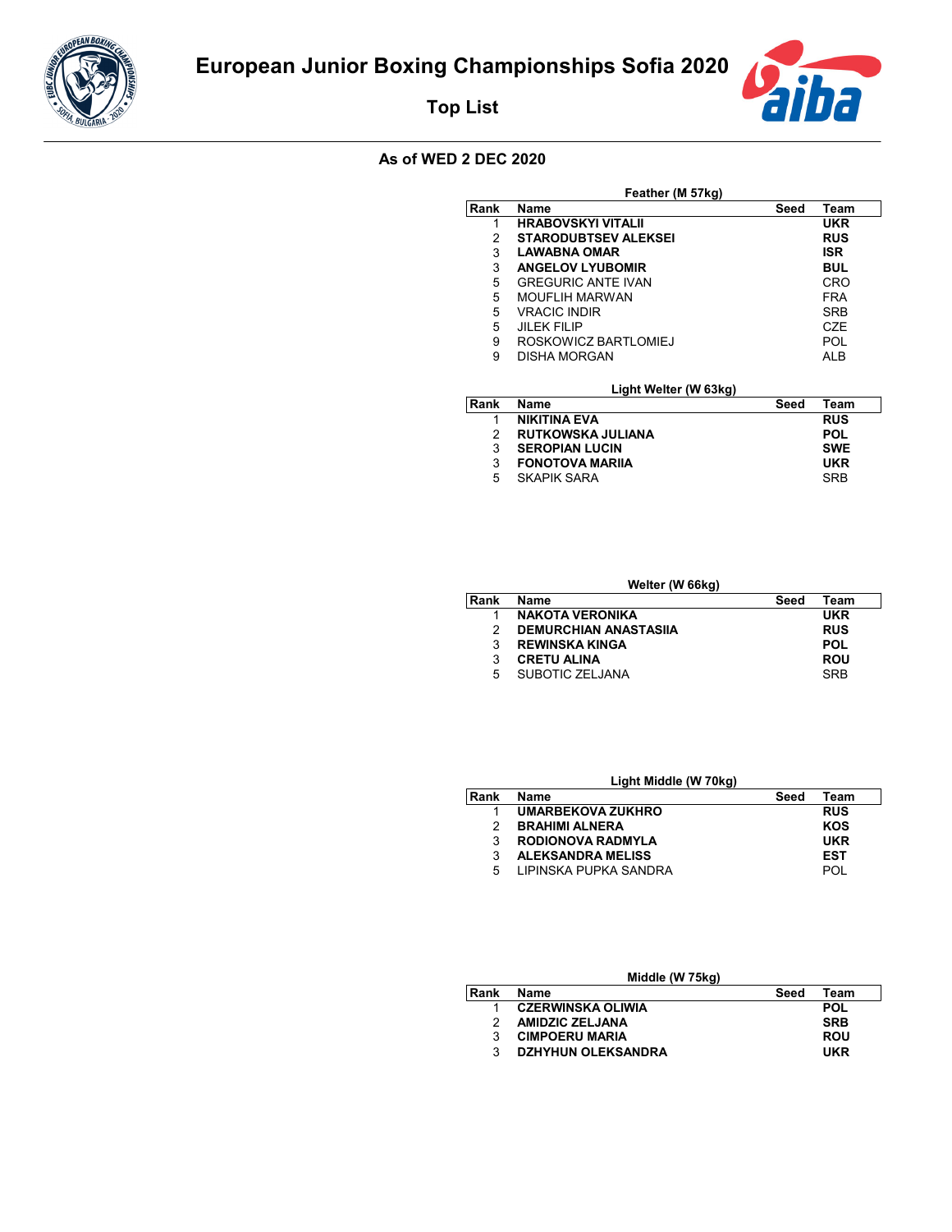# European Junior Boxing Championships Sofia 2020

## Top List

### As of WED 2 DEC 2020

**Feather (M 57kg)**

| Rank | Name | Seed | Team |
|---|---|---|---|
| 1 | **HRABOVSKYI VITALII** | | **UKR** |
| 2 | **STARODUBTSEV ALEKSEI** | | **RUS** |
| 3 | **LAWABNA OMAR** | | **ISR** |
| 3 | **ANGELOV LYUBOMIR** | | **BUL** |
| 5 | GREGURIC ANTE IVAN | | CRO |
| 5 | MOUFLIH MARWAN | | FRA |
| 5 | VRACIC INDIR | | SRB |
| 5 | JILEK FILIP | | CZE |
| 9 | ROSKOWICZ BARTLOMIEJ | | POL |
| 9 | DISHA MORGAN | | ALB |

**Light Welter (W 63kg)**

| Rank | Name | Seed | Team |
|---|---|---|---|
| 1 | **NIKITINA EVA** | | **RUS** |
| 2 | **RUTKOWSKA JULIANA** | | **POL** |
| 3 | **SEROPIAN LUCIN** | | **SWE** |
| 3 | **FONOTOVA MARIIA** | | **UKR** |
| 5 | SKAPIK SARA | | SRB |

**Welter (W 66kg)**

| Rank | Name | Seed | Team |
|---|---|---|---|
| 1 | **NAKOTA VERONIKA** | | **UKR** |
| 2 | **DEMURCHIAN ANASTASIIA** | | **RUS** |
| 3 | **REWINSKA KINGA** | | **POL** |
| 3 | **CRETU ALINA** | | **ROU** |
| 5 | SUBOTIC ZELJANA | | SRB |

**Light Middle (W 70kg)**

| Rank | Name | Seed | Team |
|---|---|---|---|
| 1 | **UMARBEKOVA ZUKHRO** | | **RUS** |
| 2 | **BRAHIMI ALNERA** | | **KOS** |
| 3 | **RODIONOVA RADMYLA** | | **UKR** |
| 3 | **ALEKSANDRA MELISS** | | **EST** |
| 5 | LIPINSKA PUPKA SANDRA | | POL |

**Middle (W 75kg)**

| Rank | Name | Seed | Team |
|---|---|---|---|
| 1 | **CZERWINSKA OLIWIA** | | **POL** |
| 2 | **AMIDZIC ZELJANA** | | **SRB** |
| 3 | **CIMPOERU MARIA** | | **ROU** |
| 3 | **DZHYHUN OLEKSANDRA** | | **UKR** |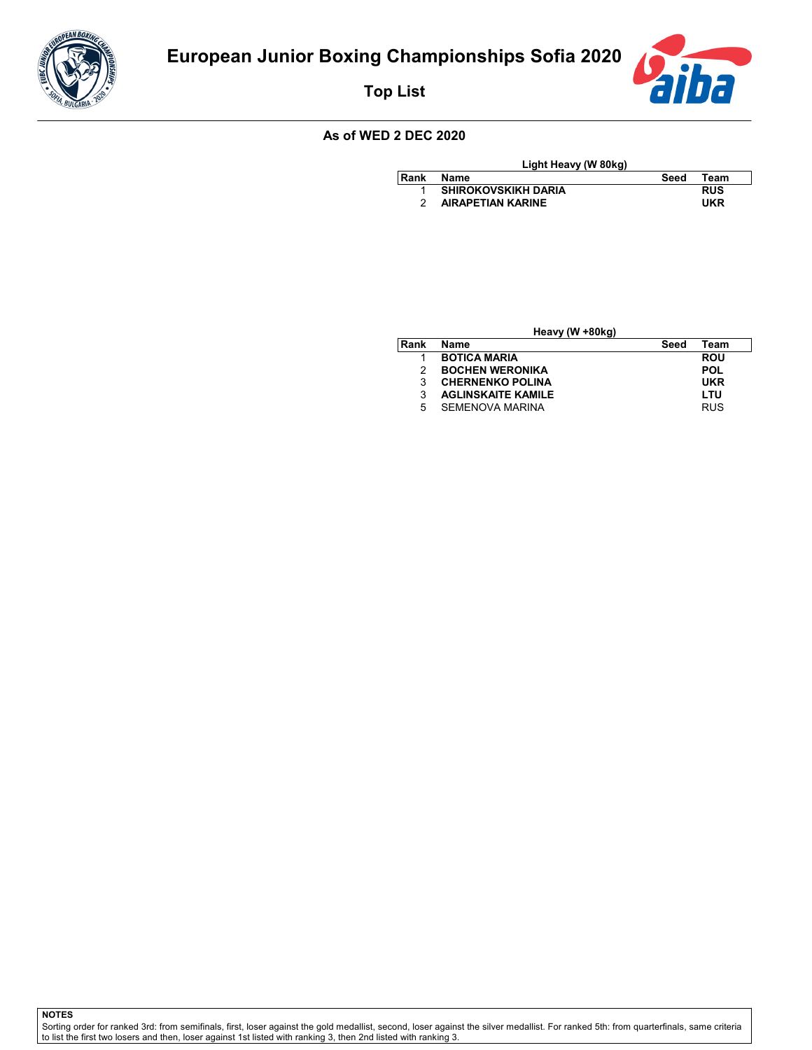# European Junior Boxing Championships Sofia 2020

## Top List

### As of WED 2 DEC 2020

**Light Heavy (W 80kg)**

| Rank | Name | Seed | Team |
|---|---|---|---|
| 1 | **SHIROKOVSKIKH DARIA** | | **RUS** |
| 2 | **AIRAPETIAN KARINE** | | **UKR** |

**Heavy (W +80kg)**

| Rank | Name | Seed | Team |
|---|---|---|---|
| 1 | **BOTICA MARIA** | | **ROU** |
| 2 | **BOCHEN WERONIKA** | | **POL** |
| 3 | **CHERNENKO POLINA** | | **UKR** |
| 3 | **AGLINSKAITE KAMILE** | | **LTU** |
| 5 | SEMENOVA MARINA | | RUS |

**NOTES**

Sorting order for ranked 3rd: from semifinals, first, loser against the gold medallist, second, loser against the silver medallist. For ranked 5th: from quarterfinals, same criteria to list the first two losers and then, loser against 1st listed with ranking 3, then 2nd listed with ranking 3.